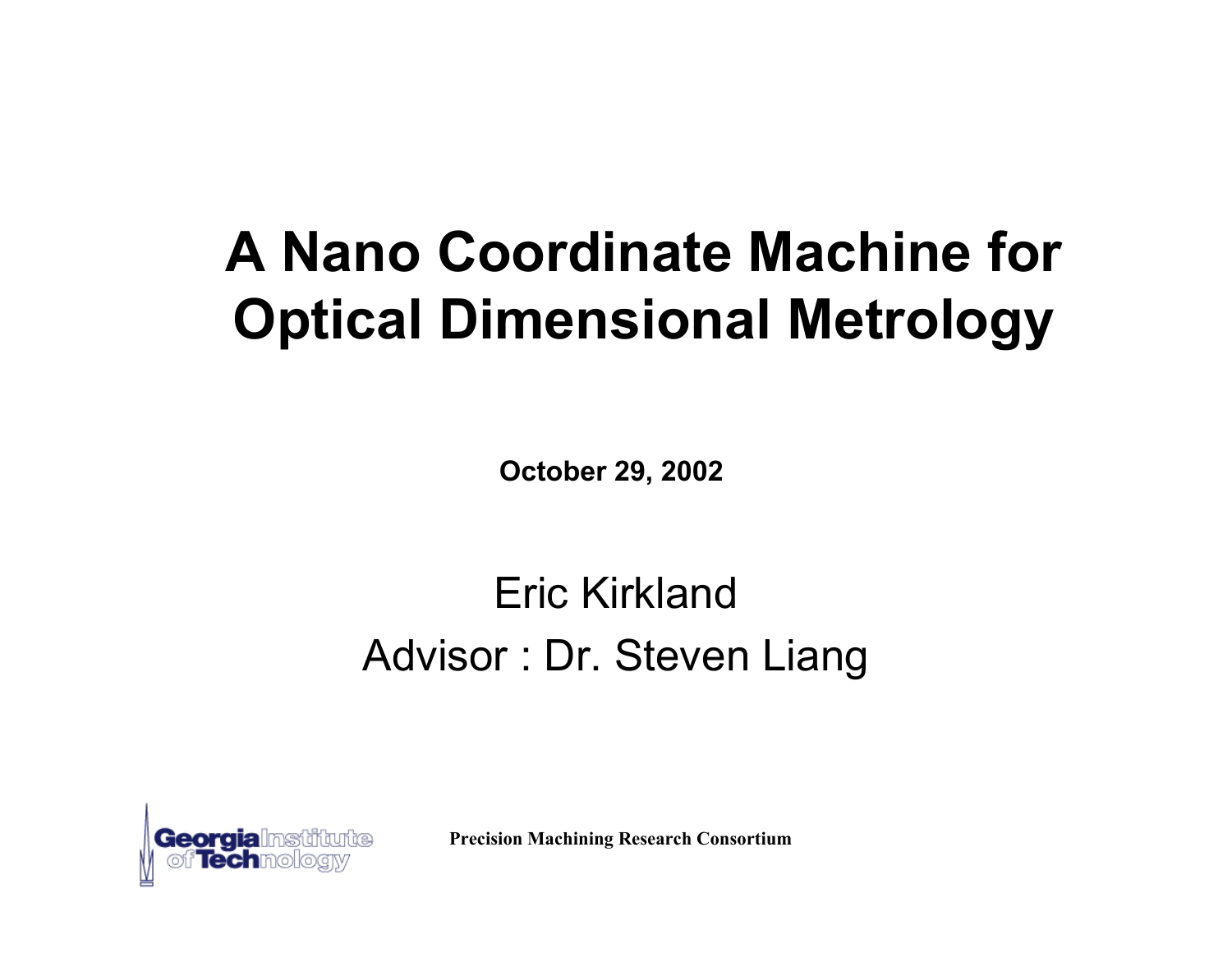# A Nano Coordinate Machine for Optical Dimensional Metrology

**October 29, 2002**

Eric Kirkland

Advisor : Dr. Steven Liang

Georgia Institute of Technology

**Precision Machining Research Consortium**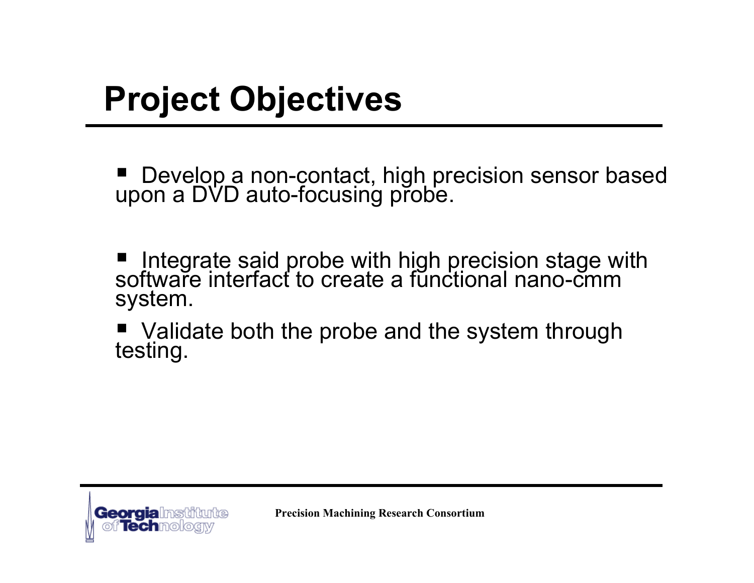# Project Objectives

- Develop a non-contact, high precision sensor based upon a DVD auto-focusing probe.
- Integrate said probe with high precision stage with software interfact to create a functional nano-cmm system.
- Validate both the probe and the system through testing.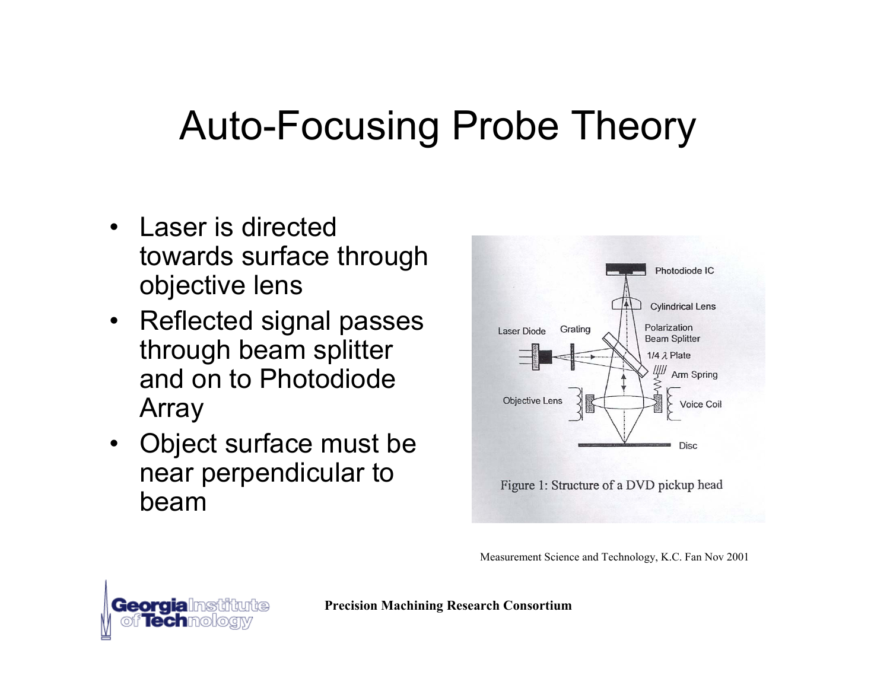# Auto-Focusing Probe Theory

- Laser is directed towards surface through objective lens
- Reflected signal passes through beam splitter and on to Photodiode Array
- Object surface must be near perpendicular to beam

Figure 1: Structure of a DVD pickup head

Measurement Science and Technology, K.C. Fan Nov 2001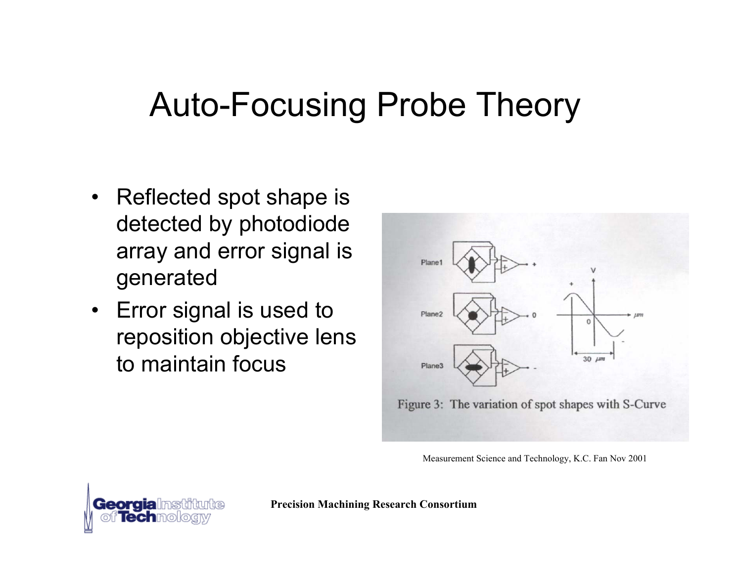# Auto-Focusing Probe Theory

- Reflected spot shape is detected by photodiode array and error signal is generated
- Error signal is used to reposition objective lens to maintain focus

Figure 3: The variation of spot shapes with S-Curve

Measurement Science and Technology, K.C. Fan Nov 2001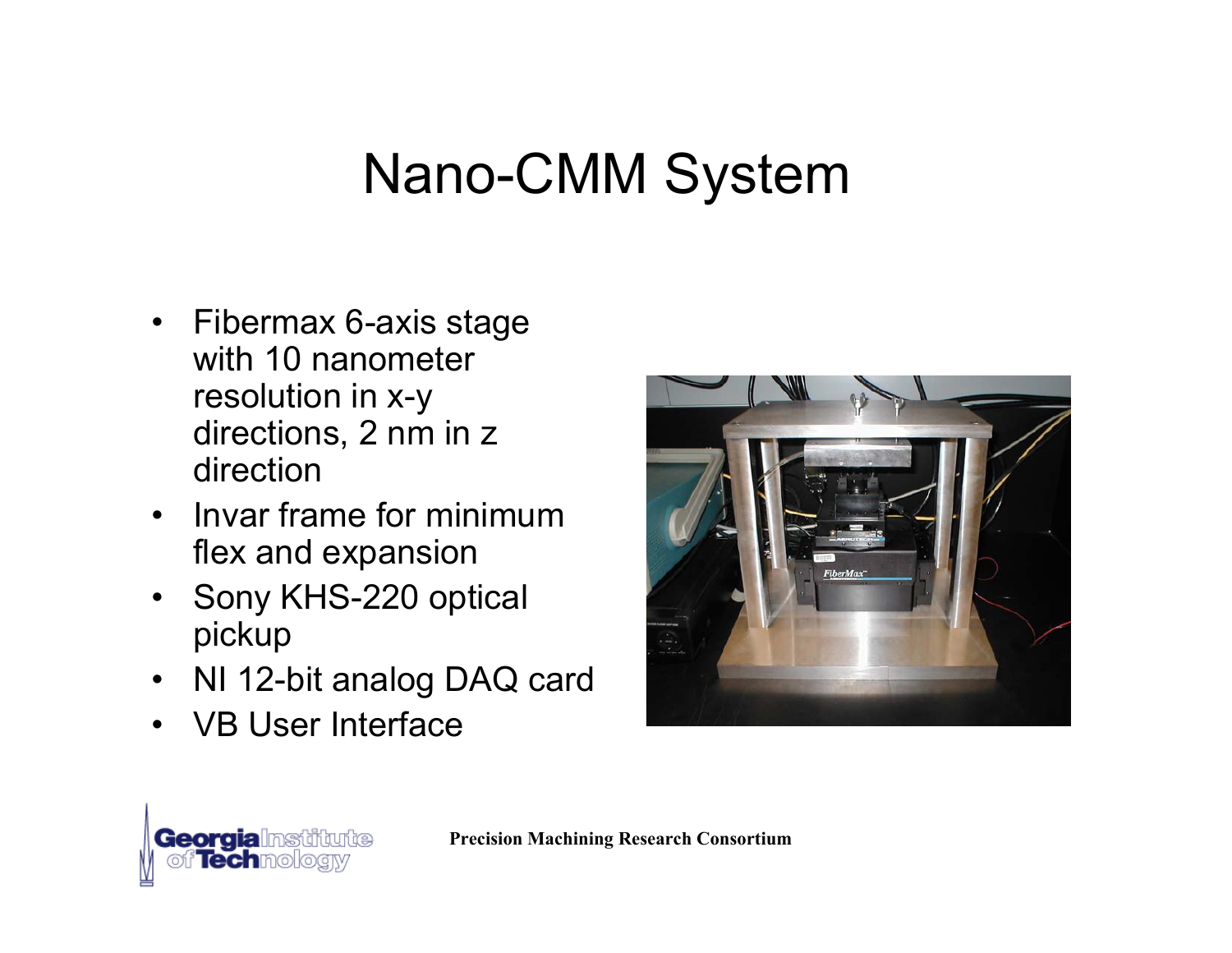# Nano-CMM System

- Fibermax 6-axis stage with 10 nanometer resolution in x-y directions, 2 nm in z direction
- Invar frame for minimum flex and expansion
- Sony KHS-220 optical pickup
- NI 12-bit analog DAQ card
- VB User Interface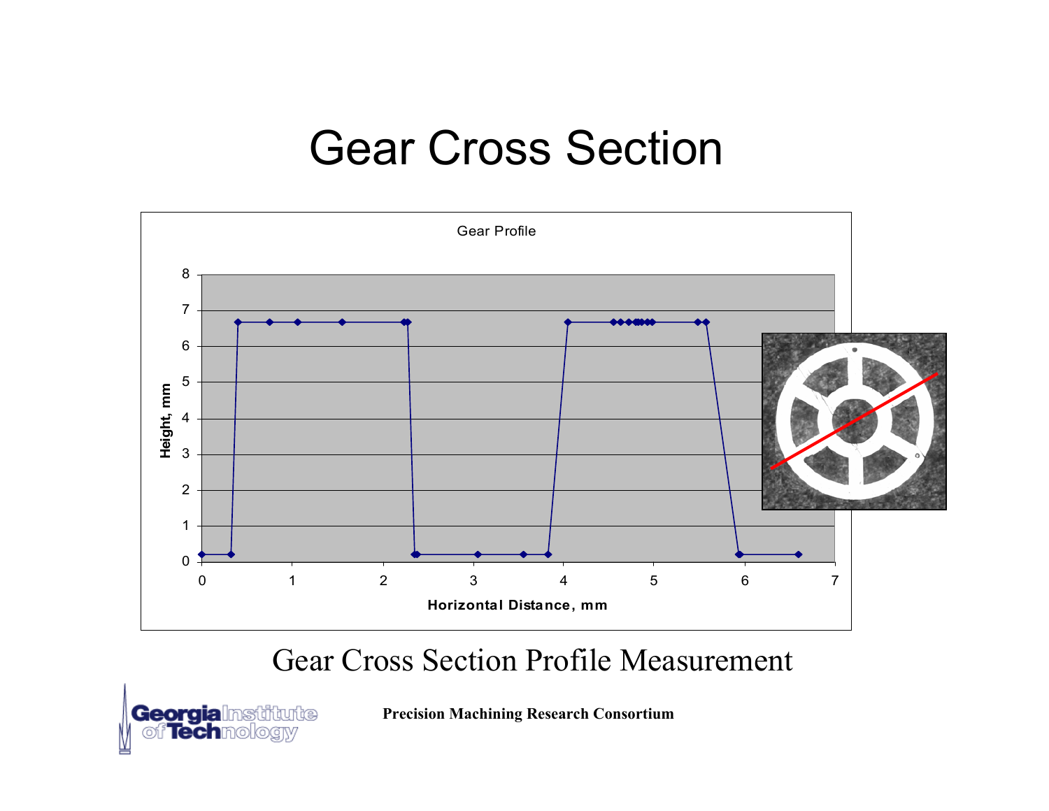# Gear Cross Section

Gear Profile

Height, mm

Horizontal Distance, mm

Gear Cross Section Profile Measurement

Precision Machining Research Consortium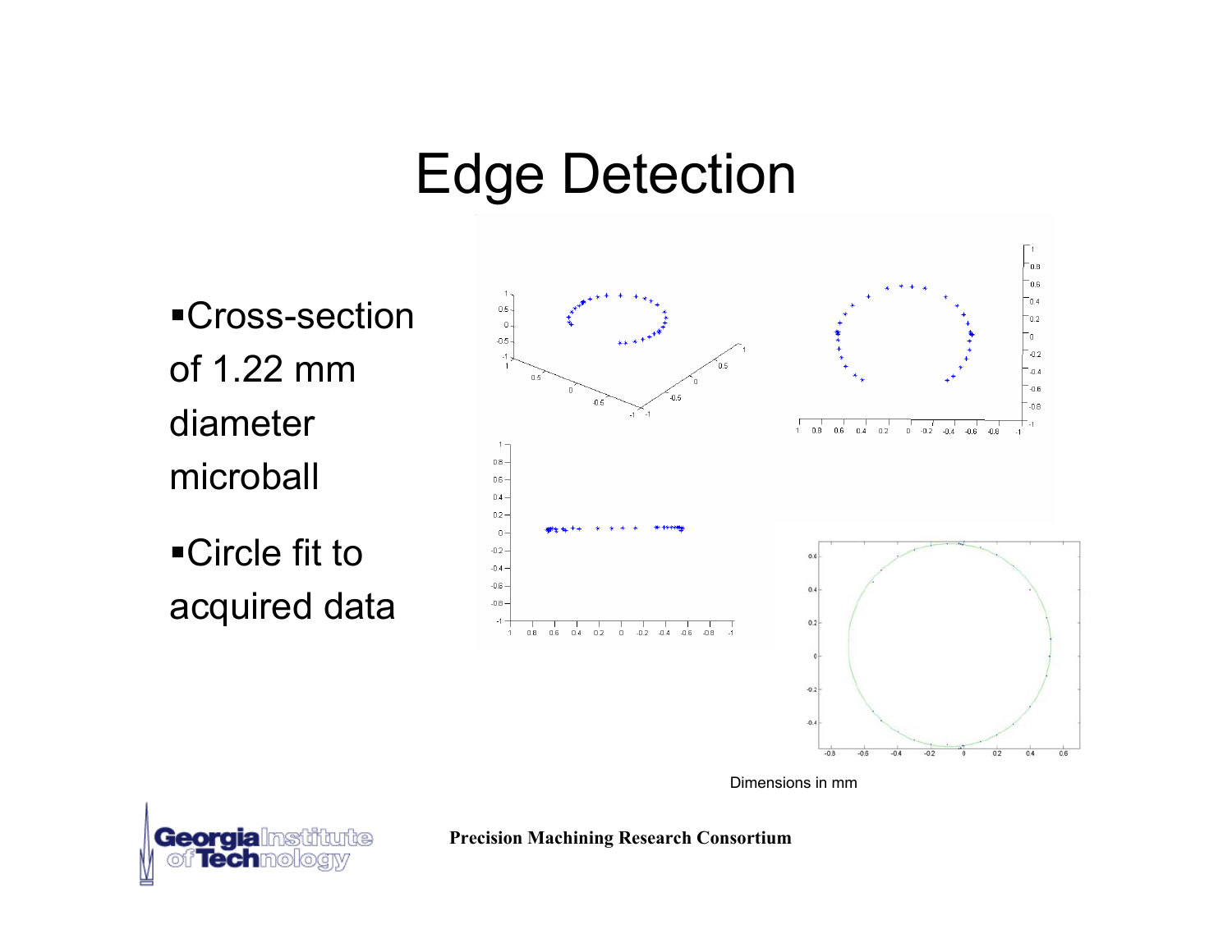# Edge Detection

- Cross-section of 1.22 mm diameter microball
- Circle fit to acquired data

Dimensions in mm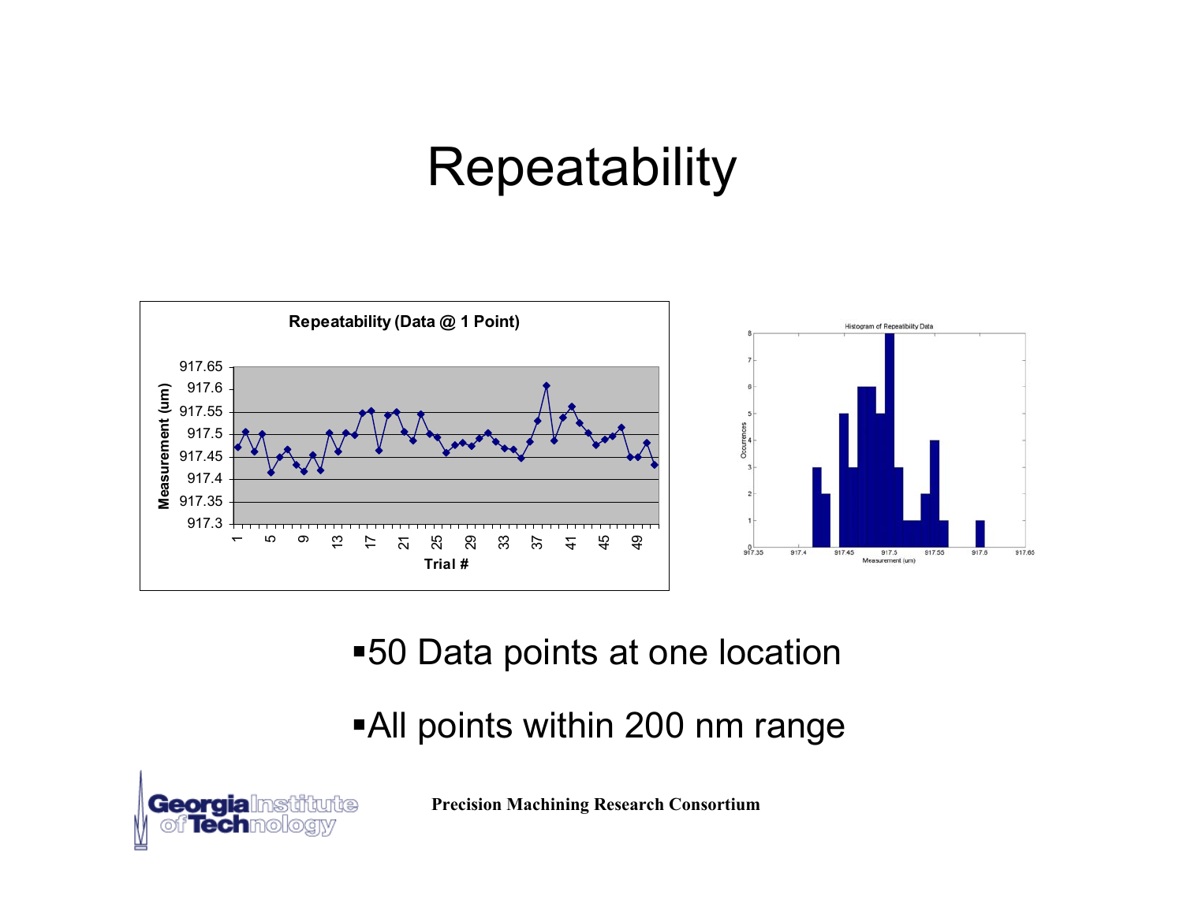# Repeatability

**Repeatability (Data @ 1 Point)**

Measurement (um)

Trial #

Histogram of Repeatability Data

Occurrences

Measurement (um)

- 50 Data points at one location
- All points within 200 nm range

Precision Machining Research Consortium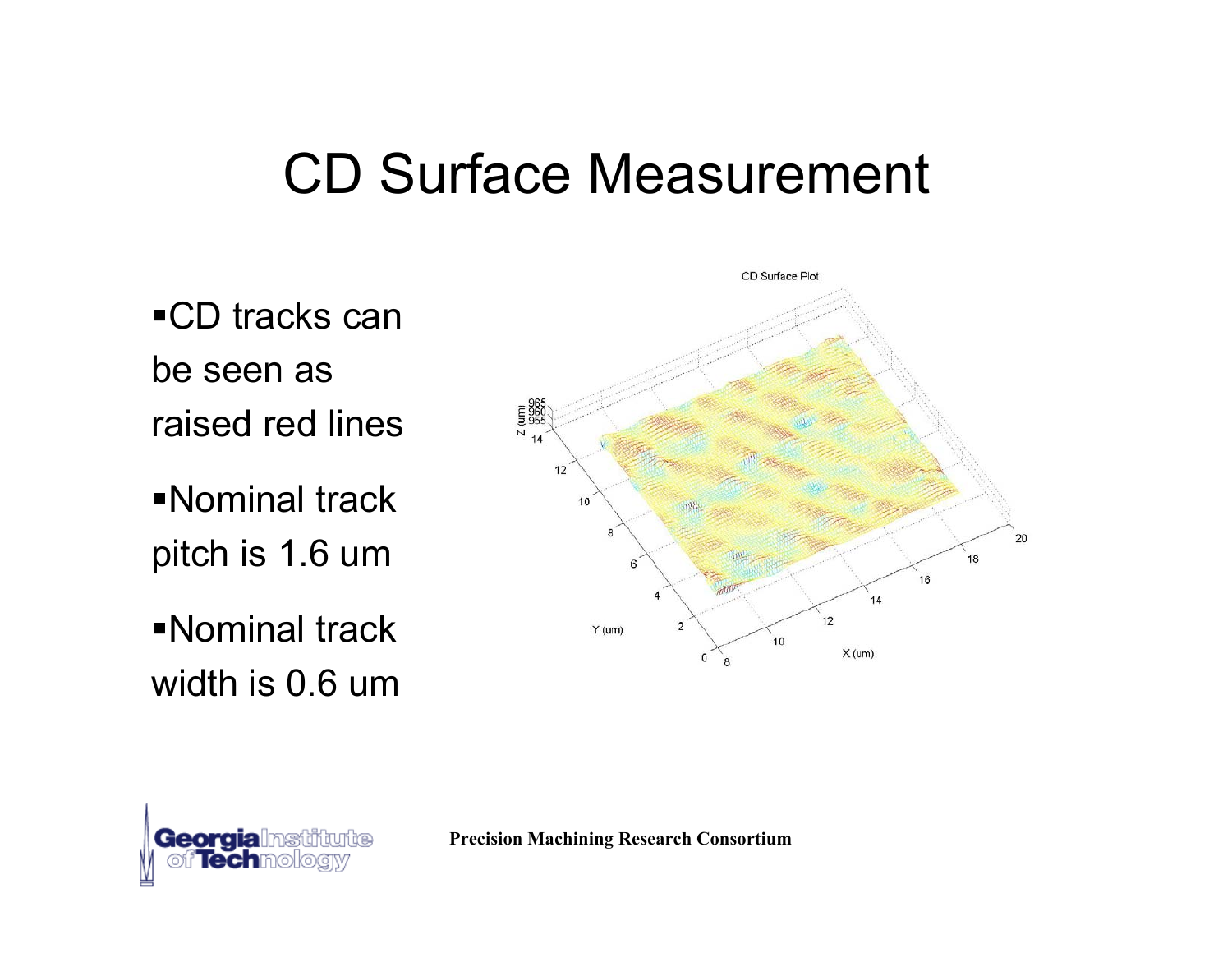# CD Surface Measurement

- CD tracks can be seen as raised red lines
- Nominal track pitch is 1.6 um
- Nominal track width is 0.6 um

CD Surface Plot

Precision Machining Research Consortium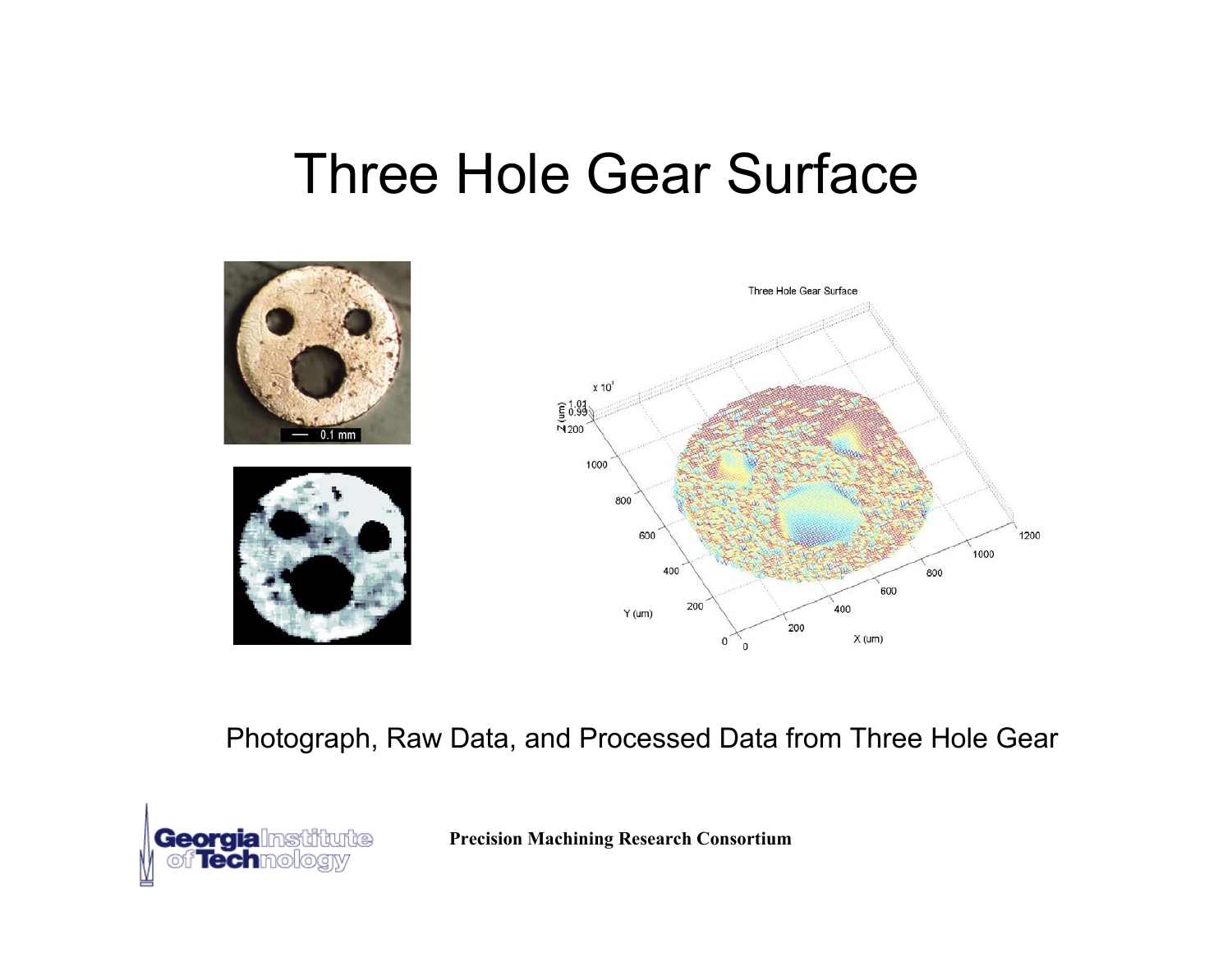# Three Hole Gear Surface

— 0.1 mm

Three Hole Gear Surface

x 10⁴

1.01
0.99
Z (um)
1200
1000
800
600
400
200
0
Y (um)

0
200
400
600
800
1000
1200
X (um)

Photograph, Raw Data, and Processed Data from Three Hole Gear

Precision Machining Research Consortium